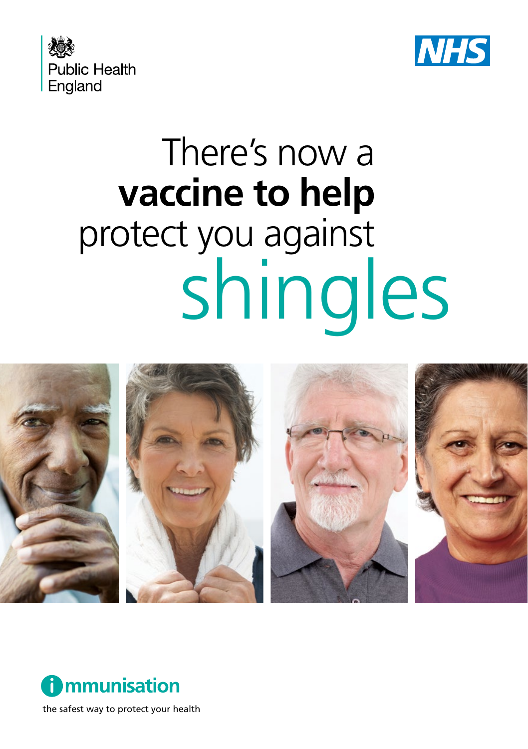Public Health England

NHS

# There's now a **vaccine to help** protect you against shingles

immunisation

the safest way to protect your health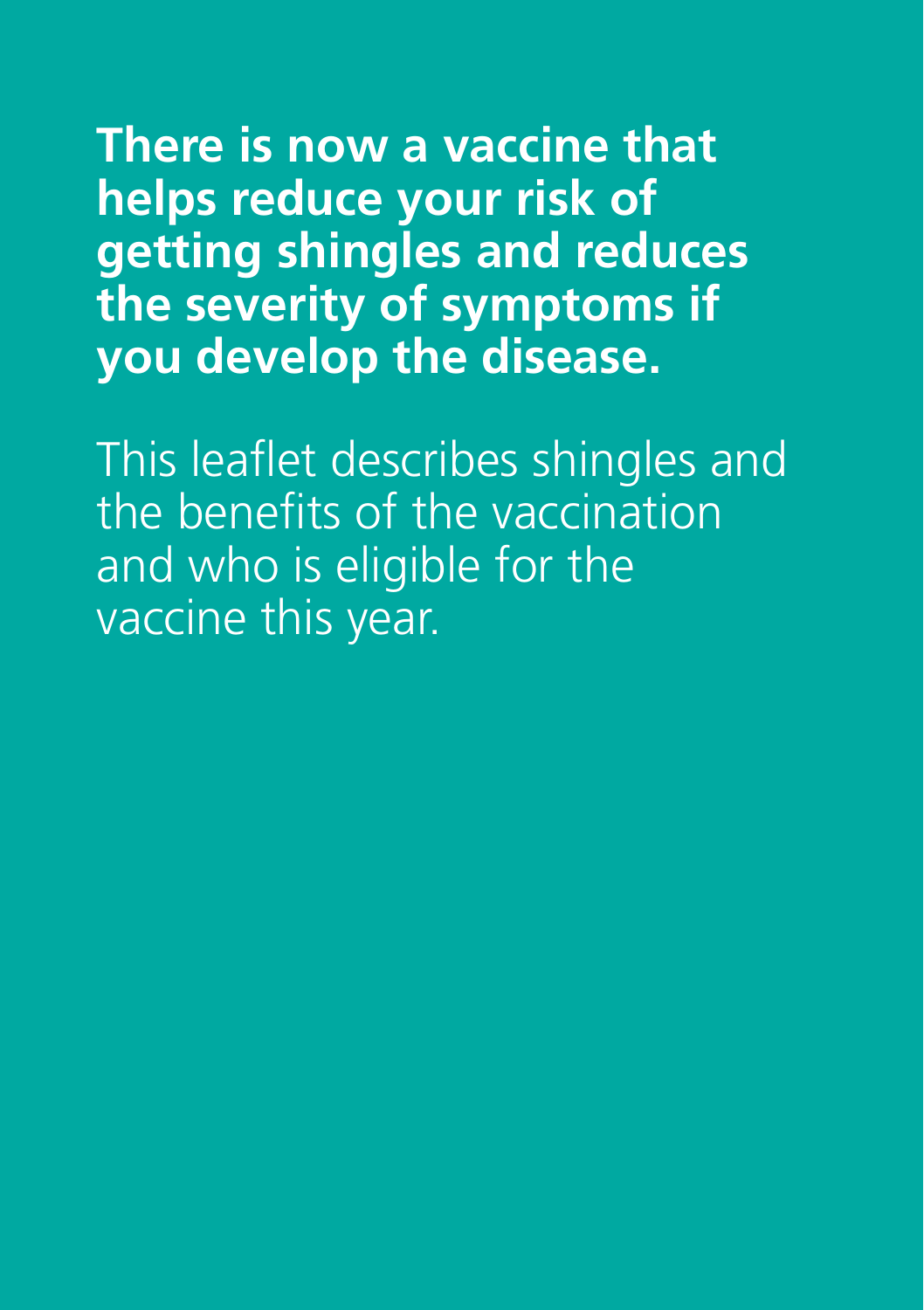**There is now a vaccine that helps reduce your risk of getting shingles and reduces the severity of symptoms if you develop the disease.**

This leaflet describes shingles and the benefits of the vaccination and who is eligible for the vaccine this year.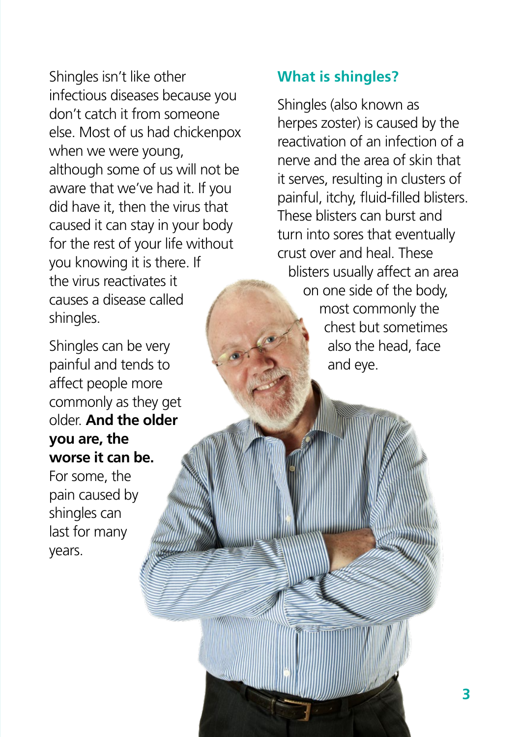Shingles isn't like other infectious diseases because you don't catch it from someone else. Most of us had chickenpox when we were young, although some of us will not be aware that we've had it. If you did have it, then the virus that caused it can stay in your body for the rest of your life without you knowing it is there. If the virus reactivates it causes a disease called shingles.

Shingles can be very painful and tends to affect people more commonly as they get older. **And the older you are, the worse it can be.** For some, the pain caused by shingles can last for many years.

## What is shingles?

Shingles (also known as herpes zoster) is caused by the reactivation of an infection of a nerve and the area of skin that it serves, resulting in clusters of painful, itchy, fluid-filled blisters. These blisters can burst and turn into sores that eventually crust over and heal. These blisters usually affect an area on one side of the body, most commonly the chest but sometimes also the head, face and eye.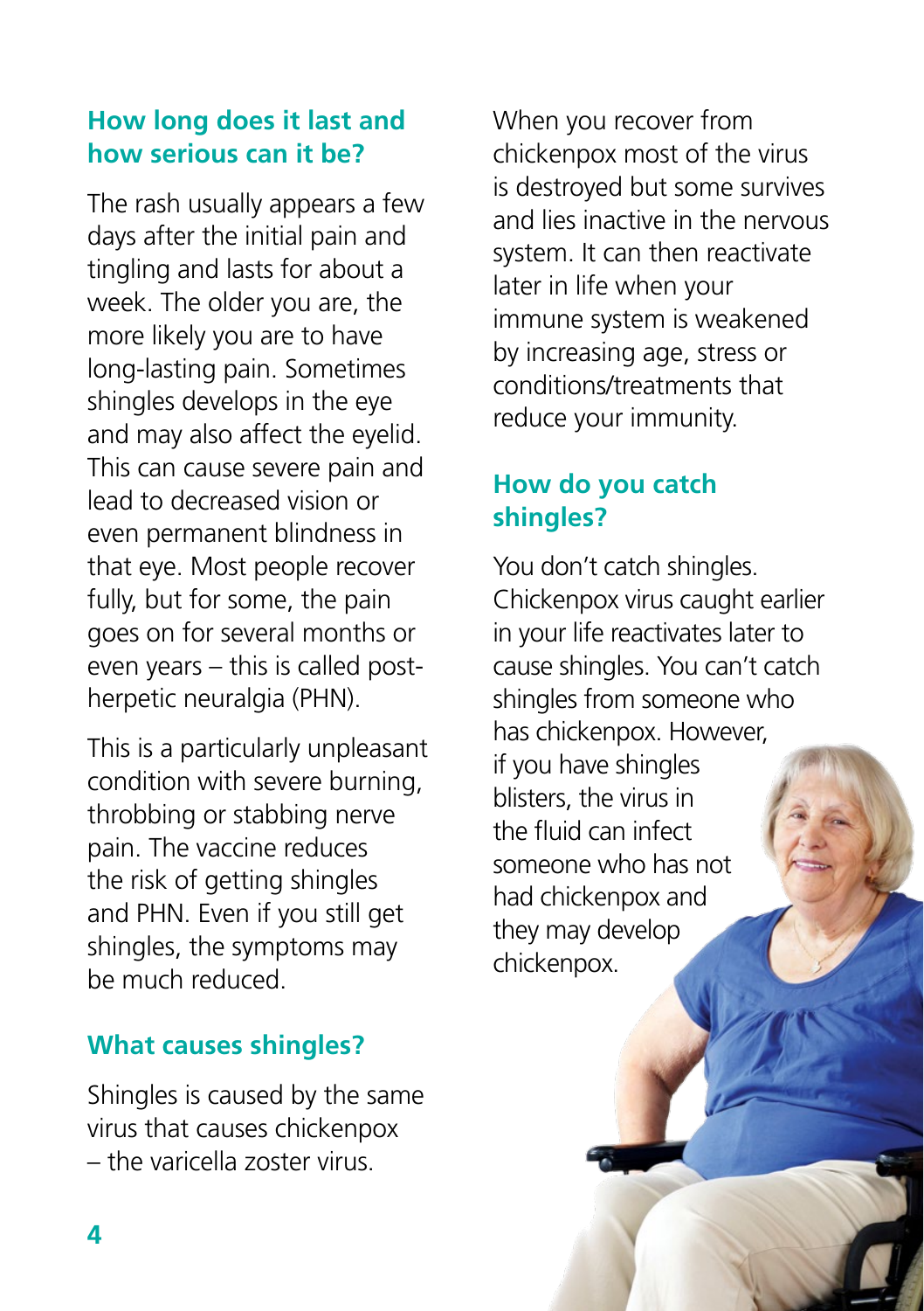## How long does it last and how serious can it be?

The rash usually appears a few days after the initial pain and tingling and lasts for about a week. The older you are, the more likely you are to have long-lasting pain. Sometimes shingles develops in the eye and may also affect the eyelid. This can cause severe pain and lead to decreased vision or even permanent blindness in that eye. Most people recover fully, but for some, the pain goes on for several months or even years – this is called post-herpetic neuralgia (PHN).

This is a particularly unpleasant condition with severe burning, throbbing or stabbing nerve pain. The vaccine reduces the risk of getting shingles and PHN. Even if you still get shingles, the symptoms may be much reduced.

## What causes shingles?

Shingles is caused by the same virus that causes chickenpox – the varicella zoster virus.

When you recover from chickenpox most of the virus is destroyed but some survives and lies inactive in the nervous system. It can then reactivate later in life when your immune system is weakened by increasing age, stress or conditions/treatments that reduce your immunity.

## How do you catch shingles?

You don't catch shingles. Chickenpox virus caught earlier in your life reactivates later to cause shingles. You can't catch shingles from someone who has chickenpox. However, if you have shingles blisters, the virus in the fluid can infect someone who has not had chickenpox and they may develop chickenpox.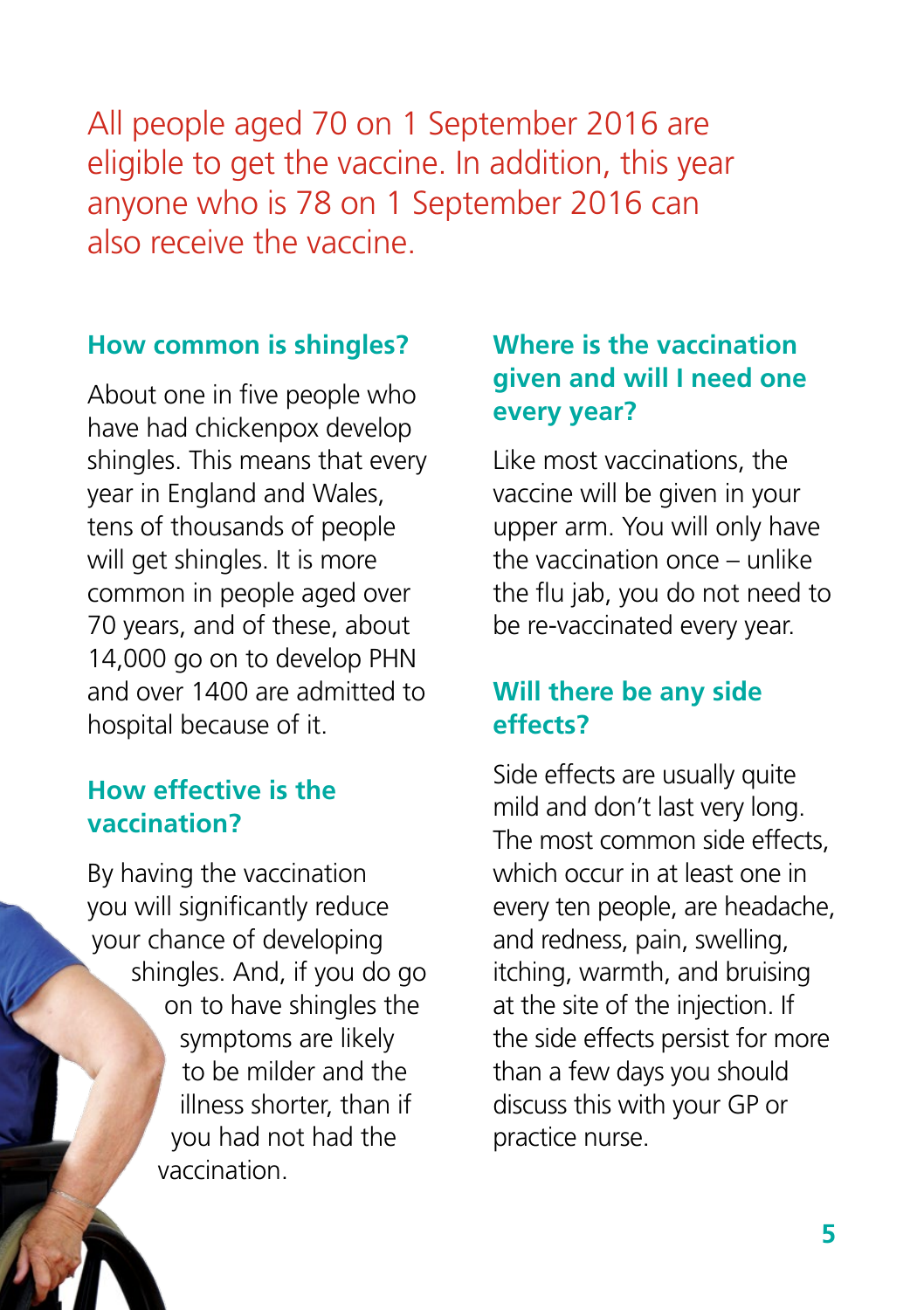All people aged 70 on 1 September 2016 are eligible to get the vaccine. In addition, this year anyone who is 78 on 1 September 2016 can also receive the vaccine.

## How common is shingles?

About one in five people who have had chickenpox develop shingles. This means that every year in England and Wales, tens of thousands of people will get shingles. It is more common in people aged over 70 years, and of these, about 14,000 go on to develop PHN and over 1400 are admitted to hospital because of it.

## How effective is the vaccination?

By having the vaccination you will significantly reduce your chance of developing shingles. And, if you do go on to have shingles the symptoms are likely to be milder and the illness shorter, than if you had not had the vaccination.

## Where is the vaccination given and will I need one every year?

Like most vaccinations, the vaccine will be given in your upper arm. You will only have the vaccination once – unlike the flu jab, you do not need to be re-vaccinated every year.

## Will there be any side effects?

Side effects are usually quite mild and don't last very long. The most common side effects, which occur in at least one in every ten people, are headache, and redness, pain, swelling, itching, warmth, and bruising at the site of the injection. If the side effects persist for more than a few days you should discuss this with your GP or practice nurse.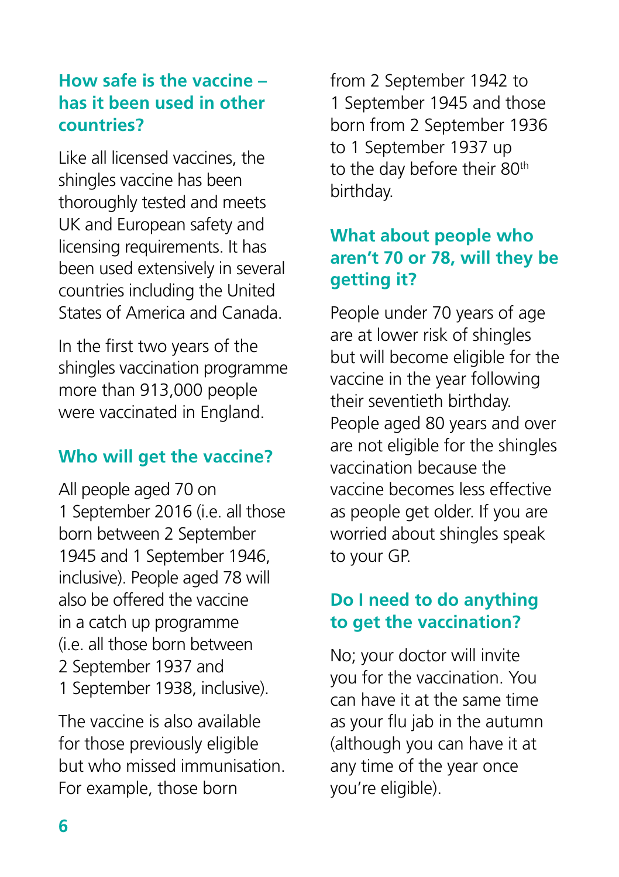## How safe is the vaccine – has it been used in other countries?

Like all licensed vaccines, the shingles vaccine has been thoroughly tested and meets UK and European safety and licensing requirements. It has been used extensively in several countries including the United States of America and Canada.

In the first two years of the shingles vaccination programme more than 913,000 people were vaccinated in England.

## Who will get the vaccine?

All people aged 70 on 1 September 2016 (i.e. all those born between 2 September 1945 and 1 September 1946, inclusive). People aged 78 will also be offered the vaccine in a catch up programme (i.e. all those born between 2 September 1937 and 1 September 1938, inclusive).

The vaccine is also available for those previously eligible but who missed immunisation. For example, those born from 2 September 1942 to 1 September 1945 and those born from 2 September 1936 to 1 September 1937 up to the day before their 80th birthday.

## What about people who aren't 70 or 78, will they be getting it?

People under 70 years of age are at lower risk of shingles but will become eligible for the vaccine in the year following their seventieth birthday. People aged 80 years and over are not eligible for the shingles vaccination because the vaccine becomes less effective as people get older. If you are worried about shingles speak to your GP.

## Do I need to do anything to get the vaccination?

No; your doctor will invite you for the vaccination. You can have it at the same time as your flu jab in the autumn (although you can have it at any time of the year once you're eligible).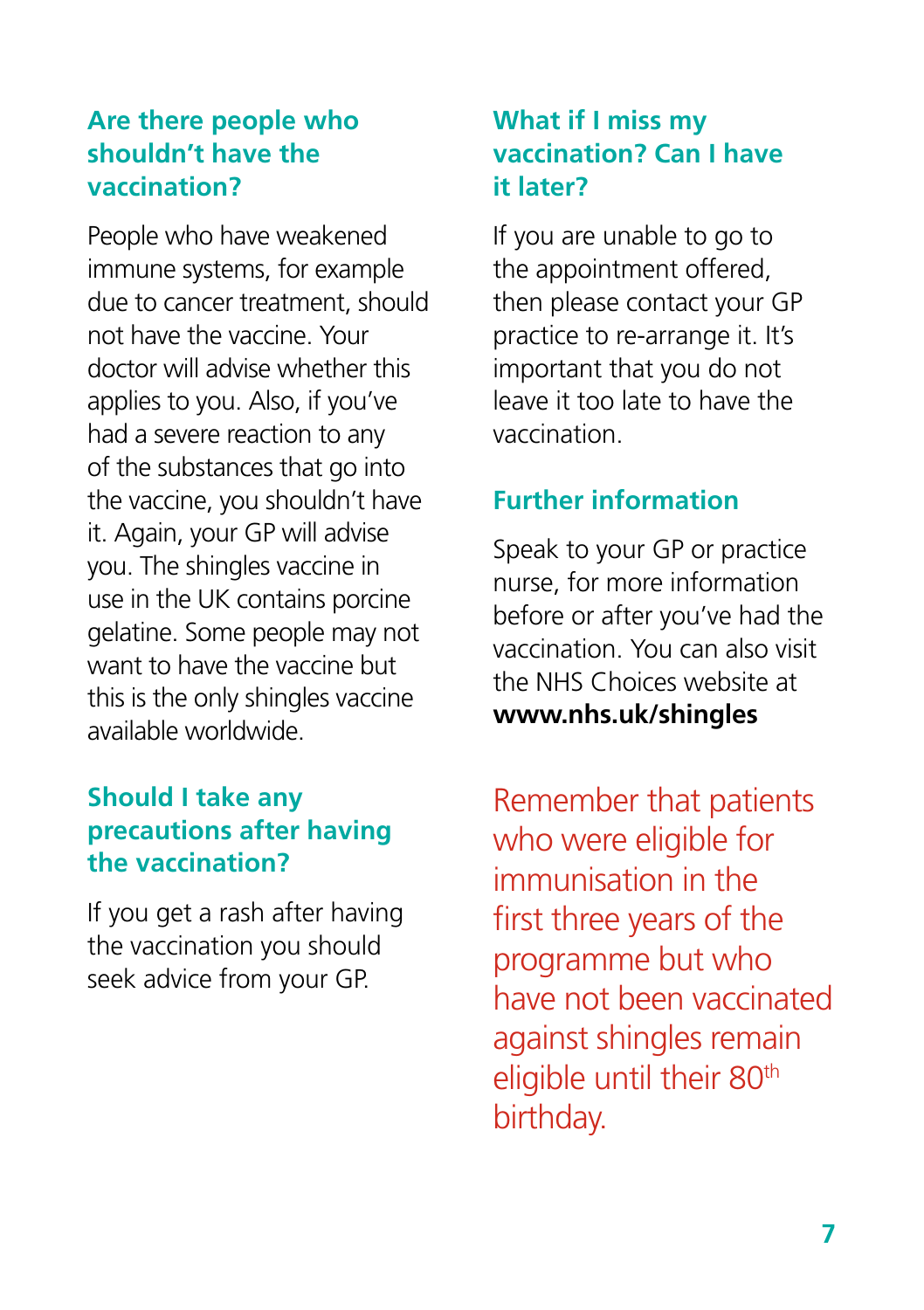## Are there people who shouldn't have the vaccination?

People who have weakened immune systems, for example due to cancer treatment, should not have the vaccine. Your doctor will advise whether this applies to you. Also, if you've had a severe reaction to any of the substances that go into the vaccine, you shouldn't have it. Again, your GP will advise you. The shingles vaccine in use in the UK contains porcine gelatine. Some people may not want to have the vaccine but this is the only shingles vaccine available worldwide.

## Should I take any precautions after having the vaccination?

If you get a rash after having the vaccination you should seek advice from your GP.

## What if I miss my vaccination? Can I have it later?

If you are unable to go to the appointment offered, then please contact your GP practice to re-arrange it. It's important that you do not leave it too late to have the vaccination.

## Further information

Speak to your GP or practice nurse, for more information before or after you've had the vaccination. You can also visit the NHS Choices website at **www.nhs.uk/shingles**

Remember that patients who were eligible for immunisation in the first three years of the programme but who have not been vaccinated against shingles remain eligible until their 80th birthday.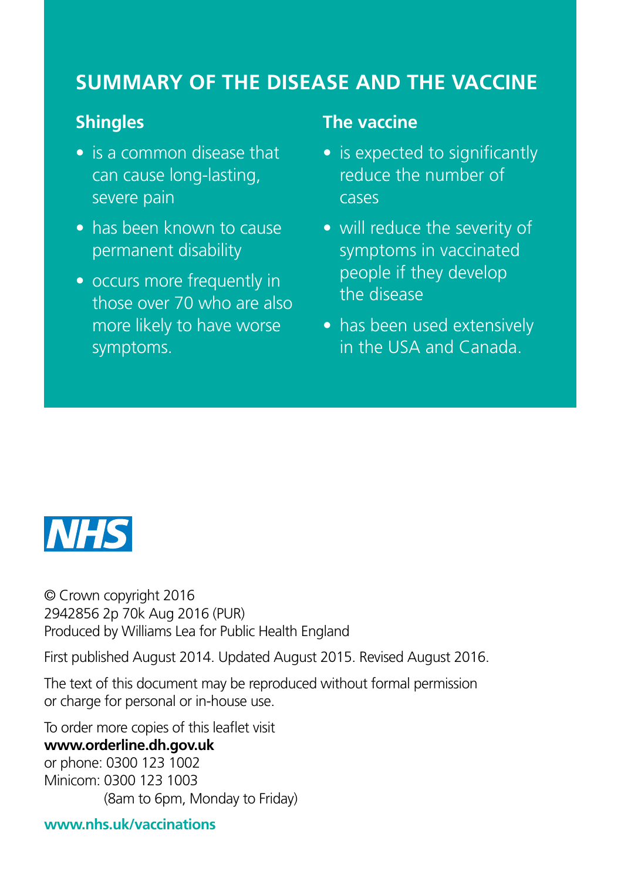## SUMMARY OF THE DISEASE AND THE VACCINE

### Shingles

- is a common disease that can cause long-lasting, severe pain
- has been known to cause permanent disability
- occurs more frequently in those over 70 who are also more likely to have worse symptoms.

### The vaccine

- is expected to significantly reduce the number of cases
- will reduce the severity of symptoms in vaccinated people if they develop the disease
- has been used extensively in the USA and Canada.

NHS

© Crown copyright 2016
2942856 2p 70k Aug 2016 (PUR)
Produced by Williams Lea for Public Health England

First published August 2014. Updated August 2015. Revised August 2016.

The text of this document may be reproduced without formal permission or charge for personal or in-house use.

To order more copies of this leaflet visit
**www.orderline.dh.gov.uk**
or phone: 0300 123 1002
Minicom: 0300 123 1003
(8am to 6pm, Monday to Friday)

**www.nhs.uk/vaccinations**